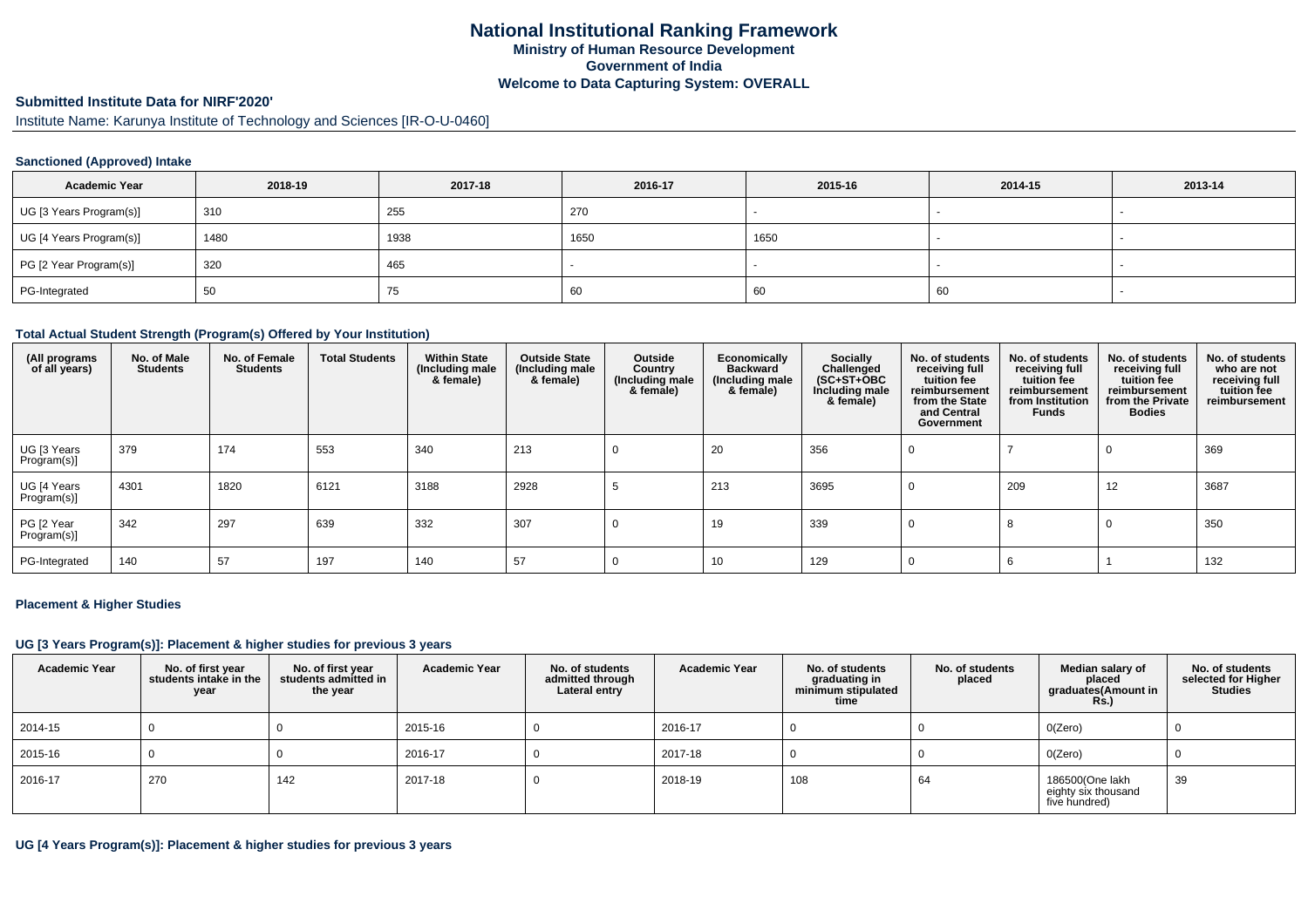# National Institutional Ranking Framework
## Ministry of Human Resource Development
## Government of India
## Welcome to Data Capturing System: OVERALL

**Submitted Institute Data for NIRF'2020'**

Institute Name: Karunya Institute of Technology and Sciences [IR-O-U-0460]

### Sanctioned (Approved) Intake

| Academic Year | 2018-19 | 2017-18 | 2016-17 | 2015-16 | 2014-15 | 2013-14 |
|---|---|---|---|---|---|---|
| UG [3 Years Program(s)] | 310 | 255 | 270 | - | - | - |
| UG [4 Years Program(s)] | 1480 | 1938 | 1650 | 1650 | - | - |
| PG [2 Year Program(s)] | 320 | 465 | - | - | - | - |
| PG-Integrated | 50 | 75 | 60 | 60 | 60 | - |

### Total Actual Student Strength (Program(s) Offered by Your Institution)

| (All programs of all years) | No. of Male Students | No. of Female Students | Total Students | Within State (Including male & female) | Outside State (Including male & female) | Outside Country (Including male & female) | Economically Backward (Including male & female) | Socially Challenged (SC+ST+OBC Including male & female) | No. of students receiving full tuition fee reimbursement from the State and Central Government | No. of students receiving full tuition fee reimbursement from Institution Funds | No. of students receiving full tuition fee reimbursement from the Private Bodies | No. of students who are not receiving full tuition fee reimbursement |
|---|---|---|---|---|---|---|---|---|---|---|---|---|
| UG [3 Years Program(s)] | 379 | 174 | 553 | 340 | 213 | 0 | 20 | 356 | 0 | 7 | 0 | 369 |
| UG [4 Years Program(s)] | 4301 | 1820 | 6121 | 3188 | 2928 | 5 | 213 | 3695 | 0 | 209 | 12 | 3687 |
| PG [2 Year Program(s)] | 342 | 297 | 639 | 332 | 307 | 0 | 19 | 339 | 0 | 8 | 0 | 350 |
| PG-Integrated | 140 | 57 | 197 | 140 | 57 | 0 | 10 | 129 | 0 | 6 | 1 | 132 |

### Placement & Higher Studies

#### UG [3 Years Program(s)]: Placement & higher studies for previous 3 years

| Academic Year | No. of first year students intake in the year | No. of first year students admitted in the year | Academic Year | No. of students admitted through Lateral entry | Academic Year | No. of students graduating in minimum stipulated time | No. of students placed | Median salary of placed graduates(Amount in Rs.) | No. of students selected for Higher Studies |
|---|---|---|---|---|---|---|---|---|---|
| 2014-15 | 0 | 0 | 2015-16 | 0 | 2016-17 | 0 | 0 | 0(Zero) | 0 |
| 2015-16 | 0 | 0 | 2016-17 | 0 | 2017-18 | 0 | 0 | 0(Zero) | 0 |
| 2016-17 | 270 | 142 | 2017-18 | 0 | 2018-19 | 108 | 64 | 186500(One lakh eighty six thousand five hundred) | 39 |

#### UG [4 Years Program(s)]: Placement & higher studies for previous 3 years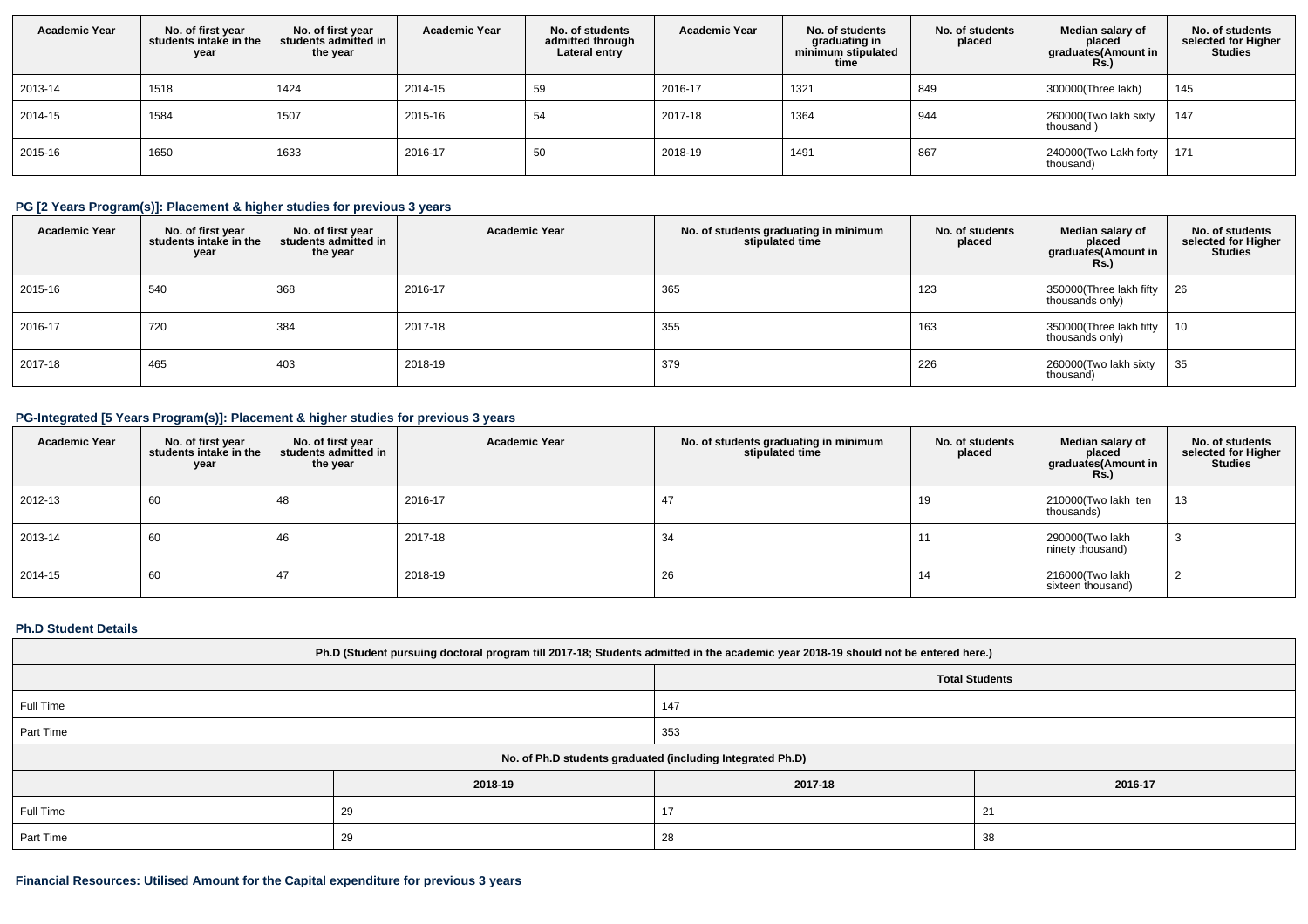| Academic Year | No. of first year students intake in the year | No. of first year students admitted in the year | Academic Year | No. of students admitted through Lateral entry | Academic Year | No. of students graduating in minimum stipulated time | No. of students placed | Median salary of placed graduates(Amount in Rs.) | No. of students selected for Higher Studies |
|---|---|---|---|---|---|---|---|---|---|
| 2013-14 | 1518 | 1424 | 2014-15 | 59 | 2016-17 | 1321 | 849 | 300000(Three lakh) | 145 |
| 2014-15 | 1584 | 1507 | 2015-16 | 54 | 2017-18 | 1364 | 944 | 260000(Two lakh sixty thousand ) | 147 |
| 2015-16 | 1650 | 1633 | 2016-17 | 50 | 2018-19 | 1491 | 867 | 240000(Two Lakh forty thousand) | 171 |

### PG [2 Years Program(s)]: Placement & higher studies for previous 3 years

| Academic Year | No. of first year students intake in the year | No. of first year students admitted in the year | Academic Year | No. of students graduating in minimum stipulated time | No. of students placed | Median salary of placed graduates(Amount in Rs.) | No. of students selected for Higher Studies |
|---|---|---|---|---|---|---|---|
| 2015-16 | 540 | 368 | 2016-17 | 365 | 123 | 350000(Three lakh fifty thousands only) | 26 |
| 2016-17 | 720 | 384 | 2017-18 | 355 | 163 | 350000(Three lakh fifty thousands only) | 10 |
| 2017-18 | 465 | 403 | 2018-19 | 379 | 226 | 260000(Two lakh sixty thousand) | 35 |

### PG-Integrated [5 Years Program(s)]: Placement & higher studies for previous 3 years

| Academic Year | No. of first year students intake in the year | No. of first year students admitted in the year | Academic Year | No. of students graduating in minimum stipulated time | No. of students placed | Median salary of placed graduates(Amount in Rs.) | No. of students selected for Higher Studies |
|---|---|---|---|---|---|---|---|
| 2012-13 | 60 | 48 | 2016-17 | 47 | 19 | 210000(Two lakh ten thousands) | 13 |
| 2013-14 | 60 | 46 | 2017-18 | 34 | 11 | 290000(Two lakh ninety thousand) | 3 |
| 2014-15 | 60 | 47 | 2018-19 | 26 | 14 | 216000(Two lakh sixteen thousand) | 2 |

### Ph.D Student Details

| Ph.D (Student pursuing doctoral program till 2017-18; Students admitted in the academic year 2018-19 should not be entered here.) | | | |
|---|---|---|---|
| | | Total Students | |
| Full Time | | 147 | |
| Part Time | | 353 | |
| No. of Ph.D students graduated (including Integrated Ph.D) | | | |
| | 2018-19 | 2017-18 | 2016-17 |
| Full Time | 29 | 17 | 21 |
| Part Time | 29 | 28 | 38 |

### Financial Resources: Utilised Amount for the Capital expenditure for previous 3 years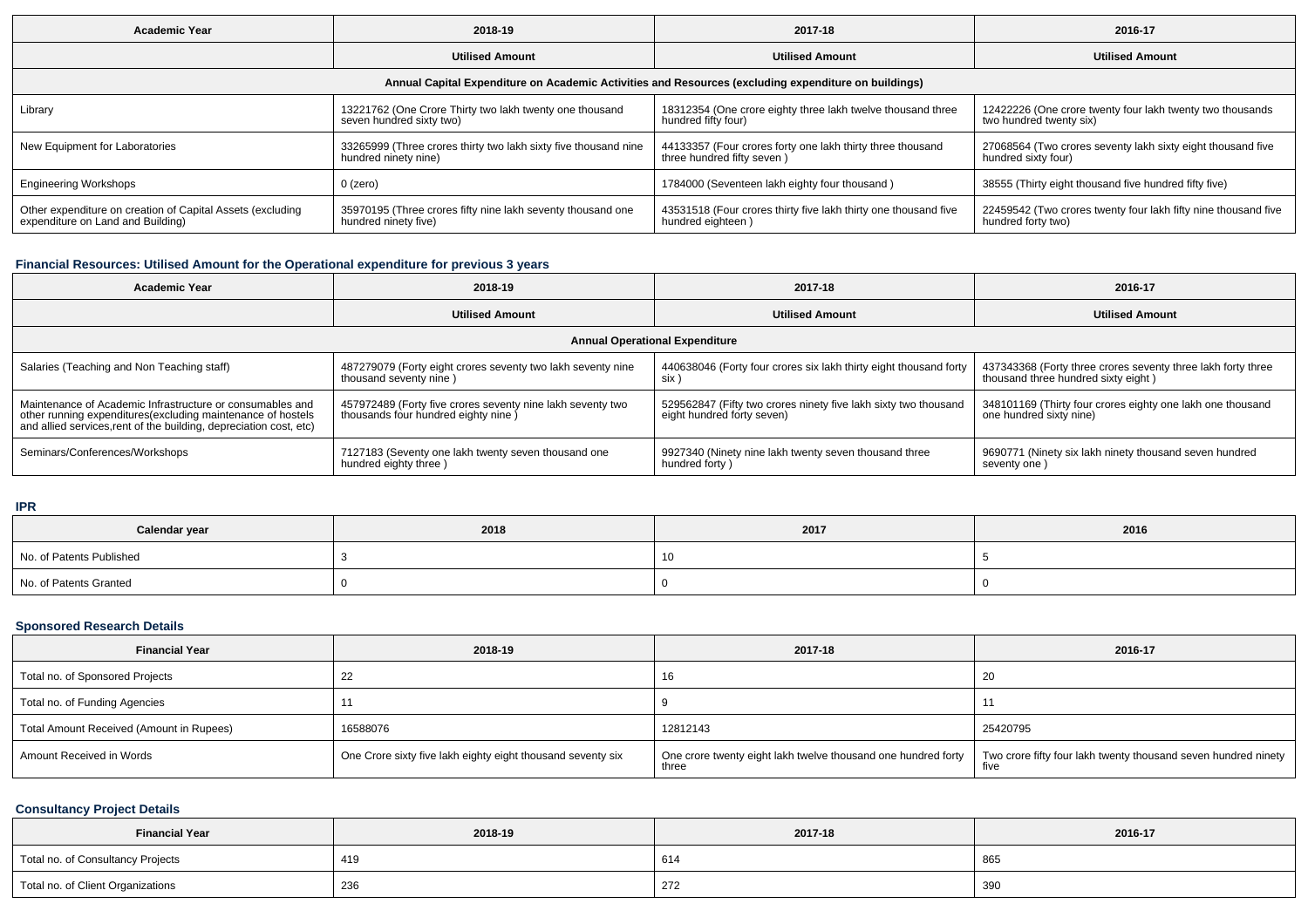| Academic Year | 2018-19 | 2017-18 | 2016-17 |
| --- | --- | --- | --- |
| | Utilised Amount | Utilised Amount | Utilised Amount |
| Annual Capital Expenditure on Academic Activities and Resources (excluding expenditure on buildings) | | | |
| Library | 13221762 (One Crore Thirty two lakh twenty one thousand seven hundred sixty two) | 18312354 (One crore eighty three lakh twelve thousand three hundred fifty four) | 12422226 (One crore twenty four lakh twenty two thousands two hundred twenty six) |
| New Equipment for Laboratories | 33265999 (Three crores thirty two lakh sixty five thousand nine hundred ninety nine) | 44133357 (Four crores forty one lakh thirty three thousand three hundred fifty seven ) | 27068564 (Two crores seventy lakh sixty eight thousand five hundred sixty four) |
| Engineering Workshops | 0 (zero) | 1784000 (Seventeen lakh eighty four thousand ) | 38555 (Thirty eight thousand five hundred fifty five) |
| Other expenditure on creation of Capital Assets (excluding expenditure on Land and Building) | 35970195 (Three crores fifty nine lakh seventy thousand one hundred ninety five) | 43531518 (Four crores thirty five lakh thirty one thousand five hundred eighteen ) | 22459542 (Two crores twenty four lakh fifty nine thousand five hundred forty two) |

### Financial Resources: Utilised Amount for the Operational expenditure for previous 3 years

| Academic Year | 2018-19 | 2017-18 | 2016-17 |
| --- | --- | --- | --- |
| | Utilised Amount | Utilised Amount | Utilised Amount |
| Annual Operational Expenditure | | | |
| Salaries (Teaching and Non Teaching staff) | 487279079 (Forty eight crores seventy two lakh seventy nine thousand seventy nine ) | 440638046 (Forty four crores six lakh thirty eight thousand forty six ) | 437343368 (Forty three crores seventy three lakh forty three thousand three hundred sixty eight ) |
| Maintenance of Academic Infrastructure or consumables and other running expenditures(excluding maintenance of hostels and allied services,rent of the building, depreciation cost, etc) | 457972489 (Forty five crores seventy nine lakh seventy two thousands four hundred eighty nine ) | 529562847 (Fifty two crores ninety five lakh sixty two thousand eight hundred forty seven) | 348101169 (Thirty four crores eighty one lakh one thousand one hundred sixty nine) |
| Seminars/Conferences/Workshops | 7127183 (Seventy one lakh twenty seven thousand one hundred eighty three ) | 9927340 (Ninety nine lakh twenty seven thousand three hundred forty ) | 9690771 (Ninety six lakh ninety thousand seven hundred seventy one ) |

### IPR

| Calendar year | 2018 | 2017 | 2016 |
| --- | --- | --- | --- |
| No. of Patents Published | 3 | 10 | 5 |
| No. of Patents Granted | 0 | 0 | 0 |

### Sponsored Research Details

| Financial Year | 2018-19 | 2017-18 | 2016-17 |
| --- | --- | --- | --- |
| Total no. of Sponsored Projects | 22 | 16 | 20 |
| Total no. of Funding Agencies | 11 | 9 | 11 |
| Total Amount Received (Amount in Rupees) | 16588076 | 12812143 | 25420795 |
| Amount Received in Words | One Crore sixty five lakh eighty eight thousand seventy six | One crore twenty eight lakh twelve thousand one hundred forty three | Two crore fifty four lakh twenty thousand seven hundred ninety five |

### Consultancy Project Details

| Financial Year | 2018-19 | 2017-18 | 2016-17 |
| --- | --- | --- | --- |
| Total no. of Consultancy Projects | 419 | 614 | 865 |
| Total no. of Client Organizations | 236 | 272 | 390 |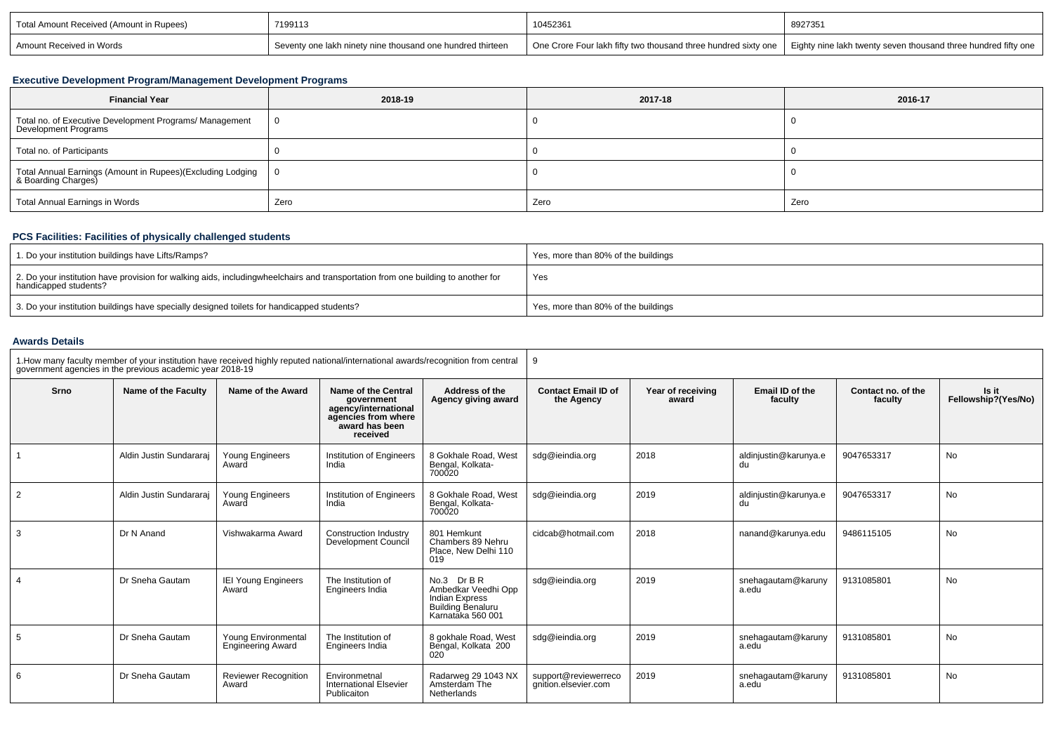| Total Amount Received (Amount in Rupees) | 7199113 | 10452361 | 8927351 |
| --- | --- | --- | --- |
| Amount Received in Words | Seventy one lakh ninety nine thousand one hundred thirteen | One Crore Four lakh fifty two thousand three hundred sixty one | Eighty nine lakh twenty seven thousand three hundred fifty one |

### Executive Development Program/Management Development Programs

| Financial Year | 2018-19 | 2017-18 | 2016-17 |
| --- | --- | --- | --- |
| Total no. of Executive Development Programs/ Management Development Programs | 0 | 0 | 0 |
| Total no. of Participants | 0 | 0 | 0 |
| Total Annual Earnings (Amount in Rupees)(Excluding Lodging & Boarding Charges) | 0 | 0 | 0 |
| Total Annual Earnings in Words | Zero | Zero | Zero |

### PCS Facilities: Facilities of physically challenged students

| | |
| --- | --- |
| 1. Do your institution buildings have Lifts/Ramps? | Yes, more than 80% of the buildings |
| 2. Do your institution have provision for walking aids, includingwheelchairs and transportation from one building to another for handicapped students? | Yes |
| 3. Do your institution buildings have specially designed toilets for handicapped students? | Yes, more than 80% of the buildings |

### Awards Details

| 1.How many faculty member of your institution have received highly reputed national/international awards/recognition from central government agencies in the previous academic year 2018-19 | 9 |
| --- | --- |

| Srno | Name of the Faculty | Name of the Award | Name of the Central government agency/international agencies from where award has been received | Address of the Agency giving award | Contact Email ID of the Agency | Year of receiving award | Email ID of the faculty | Contact no. of the faculty | Is it Fellowship?(Yes/No) |
| --- | --- | --- | --- | --- | --- | --- | --- | --- | --- |
| 1 | Aldin Justin Sundararaj | Young Engineers Award | Institution of Engineers India | 8 Gokhale Road, West Bengal, Kolkata-700020 | sdg@ieindia.org | 2018 | aldinjustin@karunya.edu | 9047653317 | No |
| 2 | Aldin Justin Sundararaj | Young Engineers Award | Institution of Engineers India | 8 Gokhale Road, West Bengal, Kolkata-700020 | sdg@ieindia.org | 2019 | aldinjustin@karunya.edu | 9047653317 | No |
| 3 | Dr N Anand | Vishwakarma Award | Construction Industry Development Council | 801 Hemkunt Chambers 89 Nehru Place, New Delhi 110 019 | cidcab@hotmail.com | 2018 | nanand@karunya.edu | 9486115105 | No |
| 4 | Dr Sneha Gautam | IEI Young Engineers Award | The Institution of Engineers India | No.3 Dr B R Ambedkar Veedhi Opp Indian Express Building Benaluru Karnataka 560 001 | sdg@ieindia.org | 2019 | snehagautam@karunya.edu | 9131085801 | No |
| 5 | Dr Sneha Gautam | Young Environmental Engineering Award | The Institution of Engineers India | 8 gokhale Road, West Bengal, Kolkata 200 020 | sdg@ieindia.org | 2019 | snehagautam@karunya.edu | 9131085801 | No |
| 6 | Dr Sneha Gautam | Reviewer Recognition Award | Environmetnal International Elsevier Publicaiton | Radarweg 29 1043 NX Amsterdam The Netherlands | support@reviewerrecognition.elsevier.com | 2019 | snehagautam@karunya.edu | 9131085801 | No |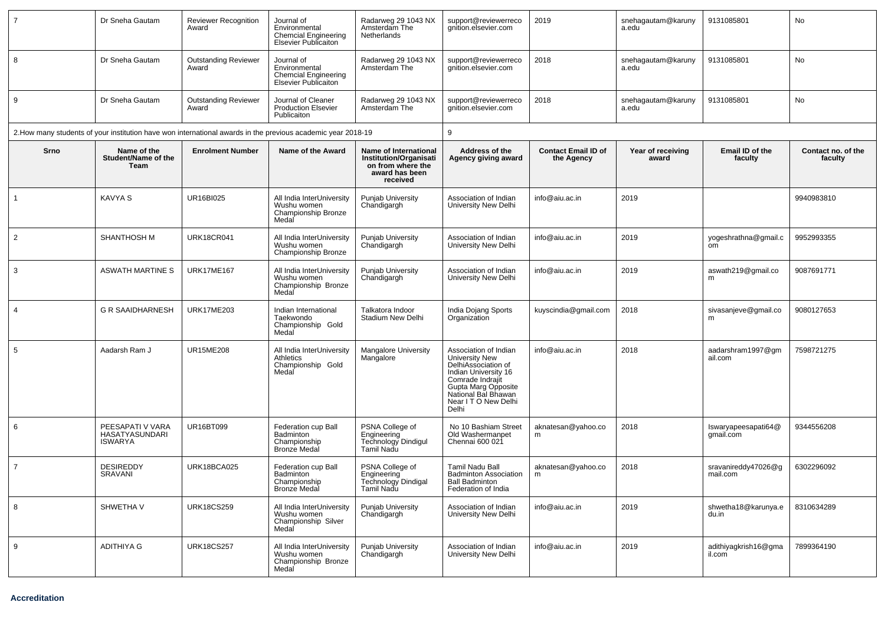| 7 | Dr Sneha Gautam | Reviewer Recognition Award | Journal of Environmental Chemcial Engineering Elsevier Publicaiton | Radarweg 29 1043 NX Amsterdam The Netherlands | support@reviewerrecognition.elsevier.com | 2019 | snehagautam@karunya.edu | 9131085801 | No |
|---|---|---|---|---|---|---|---|---|---|
| 8 | Dr Sneha Gautam | Outstanding Reviewer Award | Journal of Environmental Chemcial Engineering Elsevier Publicaiton | Radarweg 29 1043 NX Amsterdam The | support@reviewerrecognition.elsevier.com | 2018 | snehagautam@karunya.edu | 9131085801 | No |
| 9 | Dr Sneha Gautam | Outstanding Reviewer Award | Journal of Cleaner Production Elsevier Publicaiton | Radarweg 29 1043 NX Amsterdam The | support@reviewerrecognition.elsevier.com | 2018 | snehagautam@karunya.edu | 9131085801 | No |

2.How many students of your institution have won international awards in the previous academic year 2018-19: 9

| Srno | Name of the Student/Name of the Team | Enrolment Number | Name of the Award | Name of International Institution/Organisation from where the award has been received | Address of the Agency giving award | Contact Email ID of the Agency | Year of receiving award | Email ID of the faculty | Contact no. of the faculty |
|---|---|---|---|---|---|---|---|---|---|
| 1 | KAVYA S | UR16BI025 | All India InterUniversity Wushu women Championship Bronze Medal | Punjab University Chandigargh | Association of Indian University New Delhi | info@aiu.ac.in | 2019 | | 9940983810 |
| 2 | SHANTHOSH M | URK18CR041 | All India InterUniversity Wushu women Championship Bronze | Punjab University Chandigargh | Association of Indian University New Delhi | info@aiu.ac.in | 2019 | yogeshrathna@gmail.com | 9952993355 |
| 3 | ASWATH MARTINE S | URK17ME167 | All India InterUniversity Wushu women Championship Bronze Medal | Punjab University Chandigargh | Association of Indian University New Delhi | info@aiu.ac.in | 2019 | aswath219@gmail.com | 9087691771 |
| 4 | G R SAAIDHARNESH | URK17ME203 | Indian International Taekwondo Championship Gold Medal | Talkatora Indoor Stadium New Delhi | India Dojang Sports Organization | kuyscindia@gmail.com | 2018 | sivasanjeve@gmail.com | 9080127653 |
| 5 | Aadarsh Ram J | UR15ME208 | All India InterUniversity Athletics Championship Gold Medal | Mangalore University Mangalore | Association of Indian University New DelhiAssociation of Indian University 16 Comrade Indrajit Gupta Marg Opposite National Bal Bhawan Near I T O New Delhi Delhi | info@aiu.ac.in | 2018 | aadarshram1997@gmail.com | 7598721275 |
| 6 | PEESAPATI V VARA HASATYASUNDARI ISWARYA | UR16BT099 | Federation cup Ball Badminton Championship Bronze Medal | PSNA College of Engineering Technology Dindigul Tamil Nadu | No 10 Bashiam Street Old Washermanpet Chennai 600 021 | aknatesan@yahoo.com | 2018 | Iswaryapeesapati64@gmail.com | 9344556208 |
| 7 | DESIREDDY SRAVANI | URK18BCA025 | Federation cup Ball Badminton Championship Bronze Medal | PSNA College of Engineering Technology Dindigal Tamil Nadu | Tamil Nadu Ball Badminton Association Ball Badminton Federation of India | aknatesan@yahoo.com | 2018 | sravanireddy47026@gmail.com | 6302296092 |
| 8 | SHWETHA V | URK18CS259 | All India InterUniversity Wushu women Championship Silver Medal | Punjab University Chandigargh | Association of Indian University New Delhi | info@aiu.ac.in | 2019 | shwetha18@karunya.edu.in | 8310634289 |
| 9 | ADITHIYA G | URK18CS257 | All India InterUniversity Wushu women Championship Bronze Medal | Punjab University Chandigargh | Association of Indian University New Delhi | info@aiu.ac.in | 2019 | adithiyagkrish16@gmail.com | 7899364190 |

**Accreditation**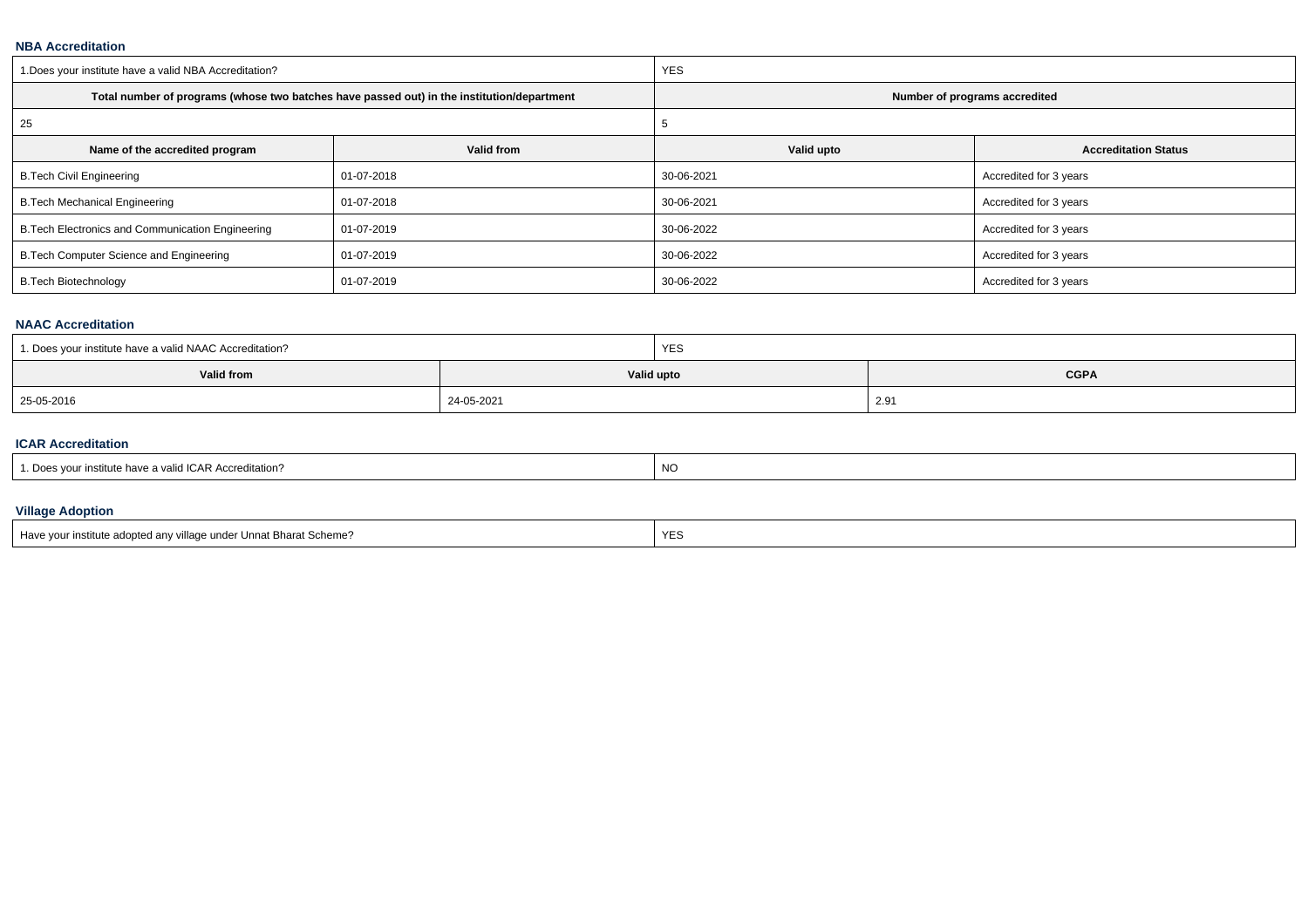### NBA Accreditation

| | |
|---|---|
| 1.Does your institute have a valid NBA Accreditation? | YES |
| **Total number of programs (whose two batches have passed out) in the institution/department** | **Number of programs accredited** |
| 25 | 5 |

| Name of the accredited program | Valid from | Valid upto | Accreditation Status |
|---|---|---|---|
| B.Tech Civil Engineering | 01-07-2018 | 30-06-2021 | Accredited for 3 years |
| B.Tech Mechanical Engineering | 01-07-2018 | 30-06-2021 | Accredited for 3 years |
| B.Tech Electronics and Communication Engineering | 01-07-2019 | 30-06-2022 | Accredited for 3 years |
| B.Tech Computer Science and Engineering | 01-07-2019 | 30-06-2022 | Accredited for 3 years |
| B.Tech Biotechnology | 01-07-2019 | 30-06-2022 | Accredited for 3 years |

### NAAC Accreditation

| | |
|---|---|
| 1. Does your institute have a valid NAAC Accreditation? | YES |

| Valid from | Valid upto | CGPA |
|---|---|---|
| 25-05-2016 | 24-05-2021 | 2.91 |

### ICAR Accreditation

| | |
|---|---|
| 1. Does your institute have a valid ICAR Accreditation? | NO |

### Village Adoption

| | |
|---|---|
| Have your institute adopted any village under Unnat Bharat Scheme? | YES |